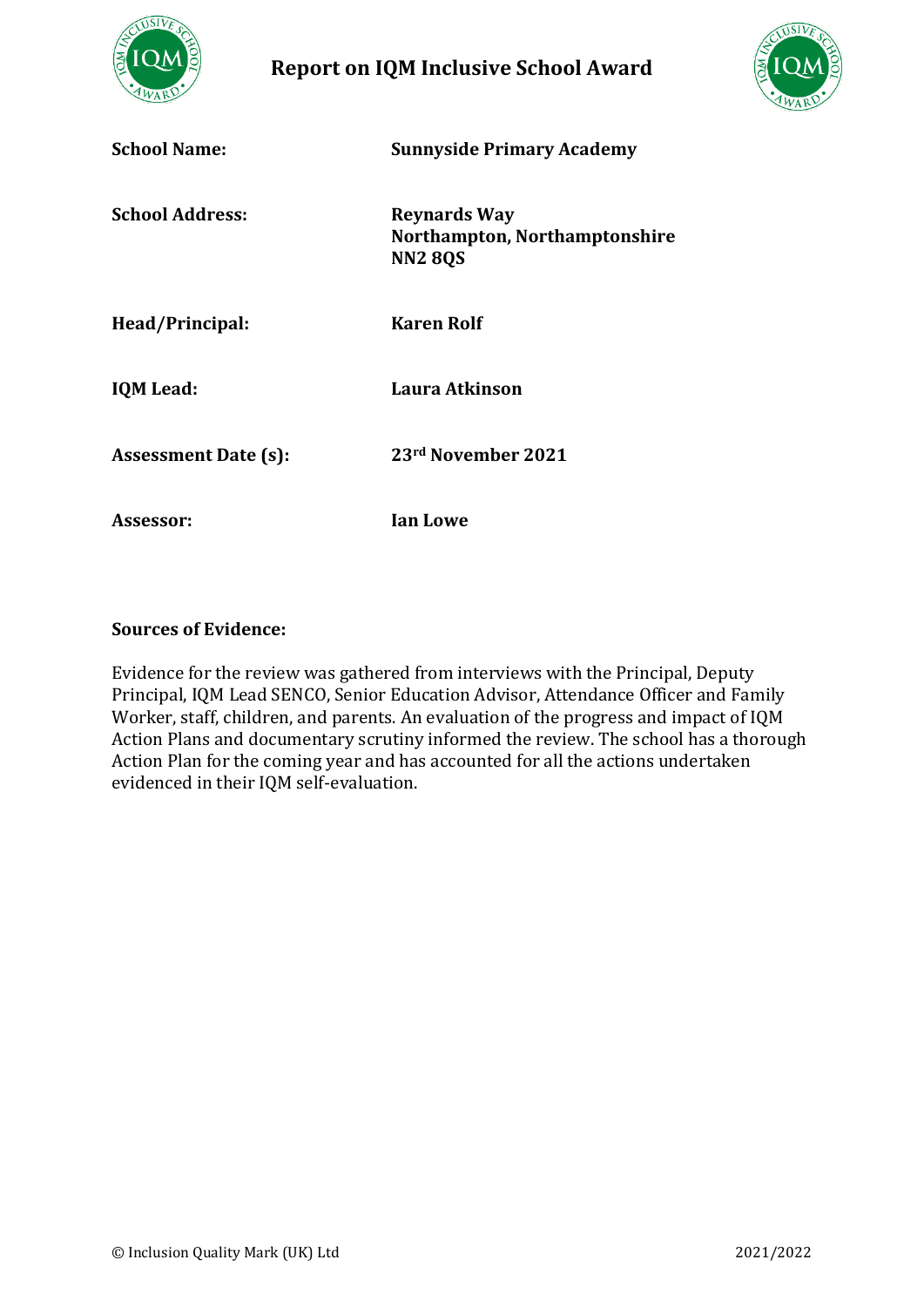# Report on IQM Inclusive School Award

| | |
|---|---|
| **School Name:** | **Sunnyside Primary Academy** |
| **School Address:** | **Reynards Way<br>Northampton, Northamptonshire<br>NN2 8QS** |
| **Head/Principal:** | **Karen Rolf** |
| **IQM Lead:** | **Laura Atkinson** |
| **Assessment Date (s):** | **23rd November 2021** |
| **Assessor:** | **Ian Lowe** |

**Sources of Evidence:**

Evidence for the review was gathered from interviews with the Principal, Deputy Principal, IQM Lead SENCO, Senior Education Advisor, Attendance Officer and Family Worker, staff, children, and parents. An evaluation of the progress and impact of IQM Action Plans and documentary scrutiny informed the review. The school has a thorough Action Plan for the coming year and has accounted for all the actions undertaken evidenced in their IQM self-evaluation.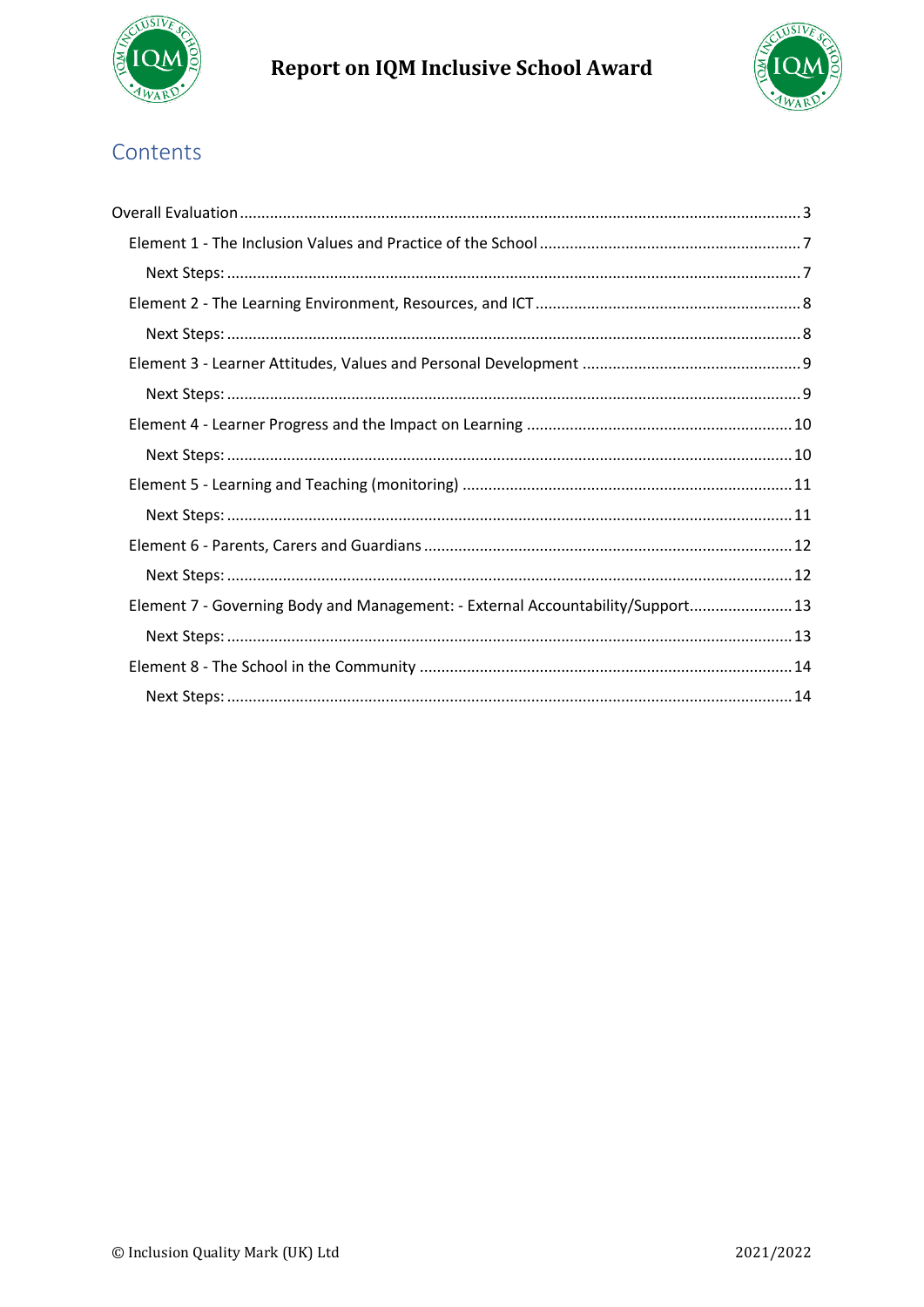## Contents

- Overall Evaluation ..... 3
  - Element 1 - The Inclusion Values and Practice of the School ..... 7
    - Next Steps: ..... 7
  - Element 2 - The Learning Environment, Resources, and ICT ..... 8
    - Next Steps: ..... 8
  - Element 3 - Learner Attitudes, Values and Personal Development ..... 9
    - Next Steps: ..... 9
  - Element 4 - Learner Progress and the Impact on Learning ..... 10
    - Next Steps: ..... 10
  - Element 5 - Learning and Teaching (monitoring) ..... 11
    - Next Steps: ..... 11
  - Element 6 - Parents, Carers and Guardians ..... 12
    - Next Steps: ..... 12
  - Element 7 - Governing Body and Management: - External Accountability/Support ..... 13
    - Next Steps: ..... 13
  - Element 8 - The School in the Community ..... 14
    - Next Steps: ..... 14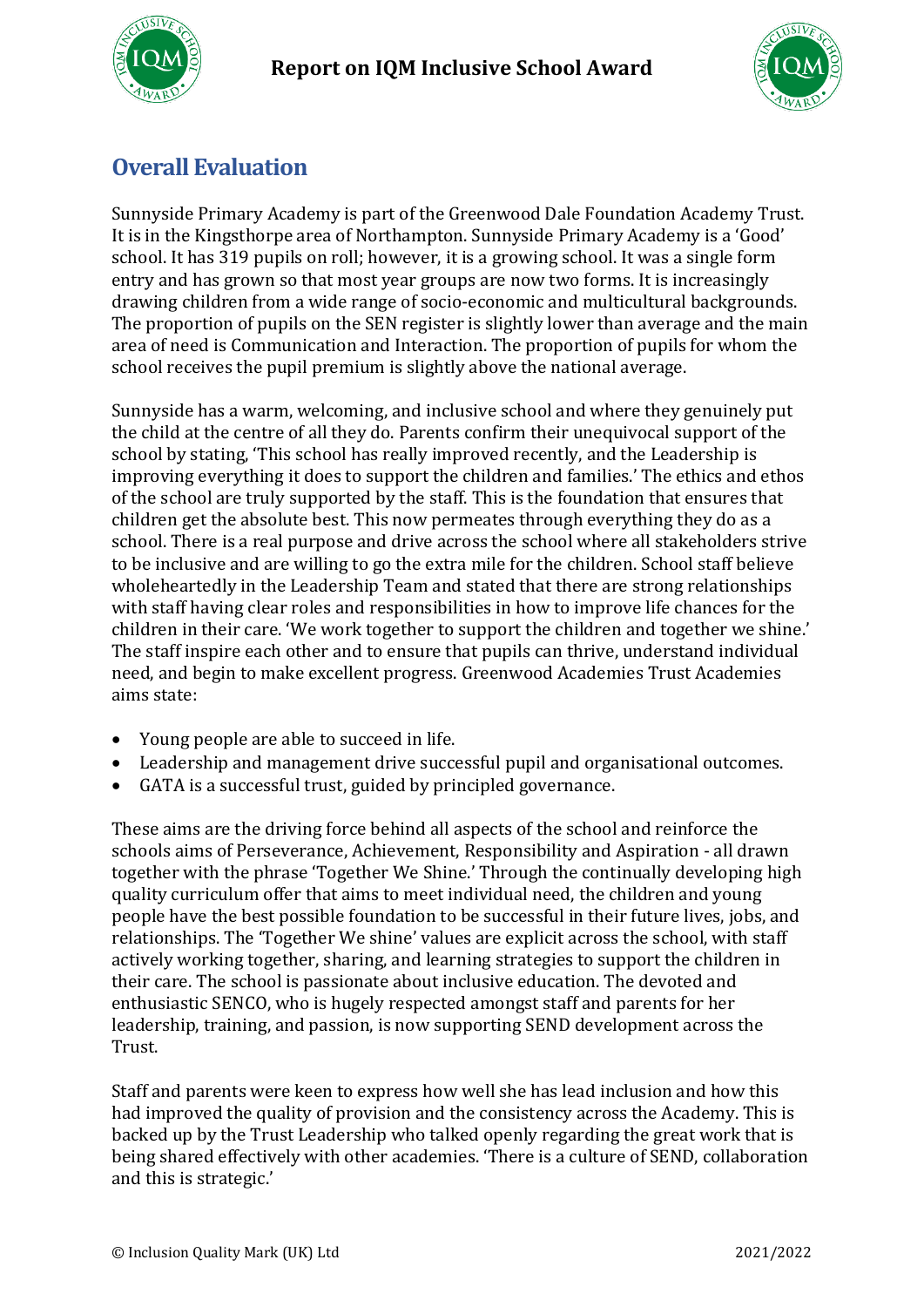## Overall Evaluation

Sunnyside Primary Academy is part of the Greenwood Dale Foundation Academy Trust. It is in the Kingsthorpe area of Northampton. Sunnyside Primary Academy is a 'Good' school. It has 319 pupils on roll; however, it is a growing school. It was a single form entry and has grown so that most year groups are now two forms. It is increasingly drawing children from a wide range of socio-economic and multicultural backgrounds. The proportion of pupils on the SEN register is slightly lower than average and the main area of need is Communication and Interaction. The proportion of pupils for whom the school receives the pupil premium is slightly above the national average.

Sunnyside has a warm, welcoming, and inclusive school and where they genuinely put the child at the centre of all they do. Parents confirm their unequivocal support of the school by stating, 'This school has really improved recently, and the Leadership is improving everything it does to support the children and families.' The ethics and ethos of the school are truly supported by the staff. This is the foundation that ensures that children get the absolute best. This now permeates through everything they do as a school. There is a real purpose and drive across the school where all stakeholders strive to be inclusive and are willing to go the extra mile for the children. School staff believe wholeheartedly in the Leadership Team and stated that there are strong relationships with staff having clear roles and responsibilities in how to improve life chances for the children in their care. 'We work together to support the children and together we shine.' The staff inspire each other and to ensure that pupils can thrive, understand individual need, and begin to make excellent progress. Greenwood Academies Trust Academies aims state:

- Young people are able to succeed in life.
- Leadership and management drive successful pupil and organisational outcomes.
- GATA is a successful trust, guided by principled governance.

These aims are the driving force behind all aspects of the school and reinforce the schools aims of Perseverance, Achievement, Responsibility and Aspiration - all drawn together with the phrase 'Together We Shine.' Through the continually developing high quality curriculum offer that aims to meet individual need, the children and young people have the best possible foundation to be successful in their future lives, jobs, and relationships. The 'Together We shine' values are explicit across the school, with staff actively working together, sharing, and learning strategies to support the children in their care. The school is passionate about inclusive education. The devoted and enthusiastic SENCO, who is hugely respected amongst staff and parents for her leadership, training, and passion, is now supporting SEND development across the Trust.

Staff and parents were keen to express how well she has lead inclusion and how this had improved the quality of provision and the consistency across the Academy. This is backed up by the Trust Leadership who talked openly regarding the great work that is being shared effectively with other academies. 'There is a culture of SEND, collaboration and this is strategic.'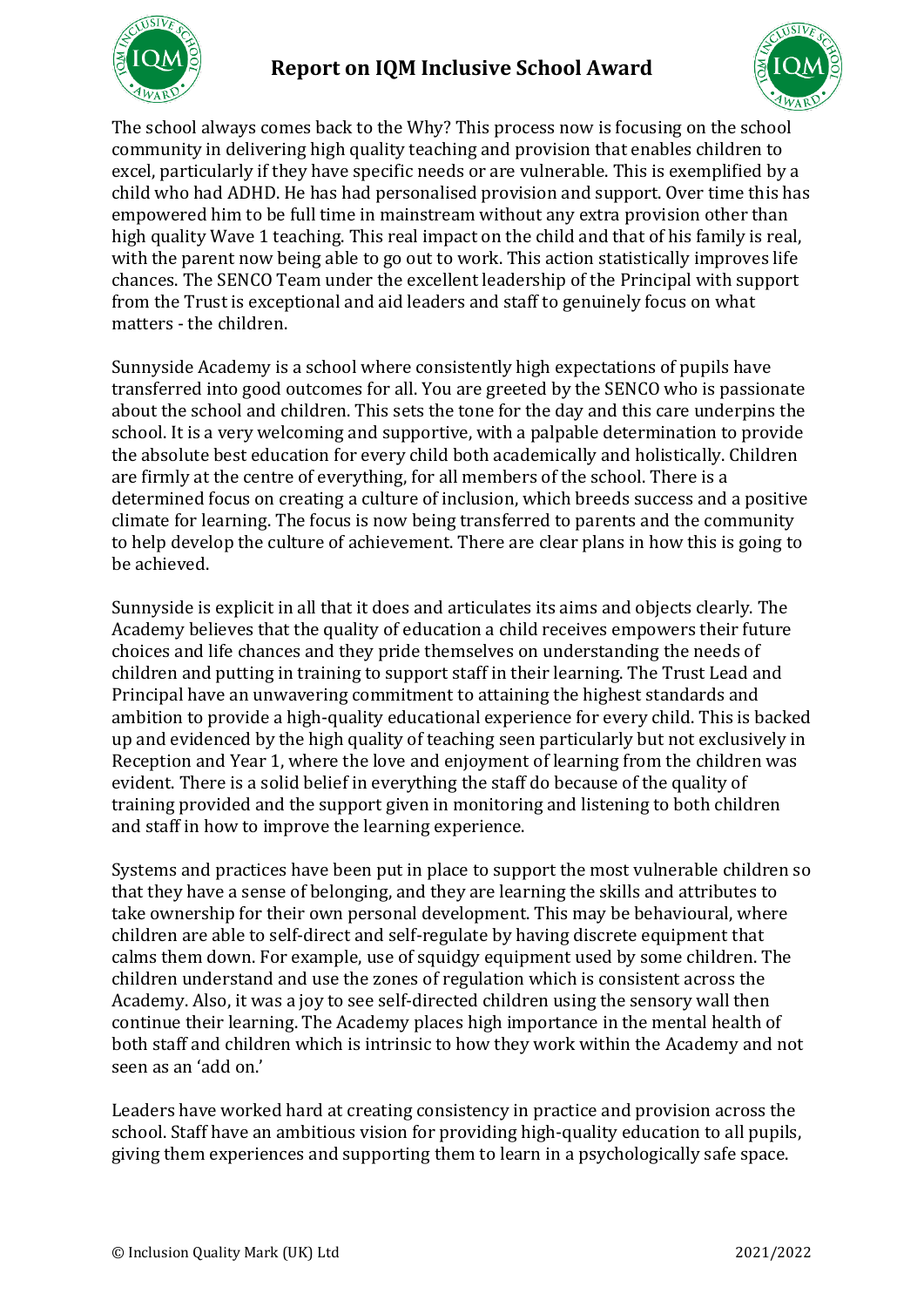The school always comes back to the Why? This process now is focusing on the school community in delivering high quality teaching and provision that enables children to excel, particularly if they have specific needs or are vulnerable. This is exemplified by a child who had ADHD. He has had personalised provision and support. Over time this has empowered him to be full time in mainstream without any extra provision other than high quality Wave 1 teaching. This real impact on the child and that of his family is real, with the parent now being able to go out to work. This action statistically improves life chances. The SENCO Team under the excellent leadership of the Principal with support from the Trust is exceptional and aid leaders and staff to genuinely focus on what matters - the children.

Sunnyside Academy is a school where consistently high expectations of pupils have transferred into good outcomes for all. You are greeted by the SENCO who is passionate about the school and children. This sets the tone for the day and this care underpins the school. It is a very welcoming and supportive, with a palpable determination to provide the absolute best education for every child both academically and holistically. Children are firmly at the centre of everything, for all members of the school. There is a determined focus on creating a culture of inclusion, which breeds success and a positive climate for learning. The focus is now being transferred to parents and the community to help develop the culture of achievement. There are clear plans in how this is going to be achieved.

Sunnyside is explicit in all that it does and articulates its aims and objects clearly. The Academy believes that the quality of education a child receives empowers their future choices and life chances and they pride themselves on understanding the needs of children and putting in training to support staff in their learning. The Trust Lead and Principal have an unwavering commitment to attaining the highest standards and ambition to provide a high-quality educational experience for every child. This is backed up and evidenced by the high quality of teaching seen particularly but not exclusively in Reception and Year 1, where the love and enjoyment of learning from the children was evident. There is a solid belief in everything the staff do because of the quality of training provided and the support given in monitoring and listening to both children and staff in how to improve the learning experience.

Systems and practices have been put in place to support the most vulnerable children so that they have a sense of belonging, and they are learning the skills and attributes to take ownership for their own personal development. This may be behavioural, where children are able to self-direct and self-regulate by having discrete equipment that calms them down. For example, use of squidgy equipment used by some children. The children understand and use the zones of regulation which is consistent across the Academy. Also, it was a joy to see self-directed children using the sensory wall then continue their learning. The Academy places high importance in the mental health of both staff and children which is intrinsic to how they work within the Academy and not seen as an 'add on.'

Leaders have worked hard at creating consistency in practice and provision across the school. Staff have an ambitious vision for providing high-quality education to all pupils, giving them experiences and supporting them to learn in a psychologically safe space.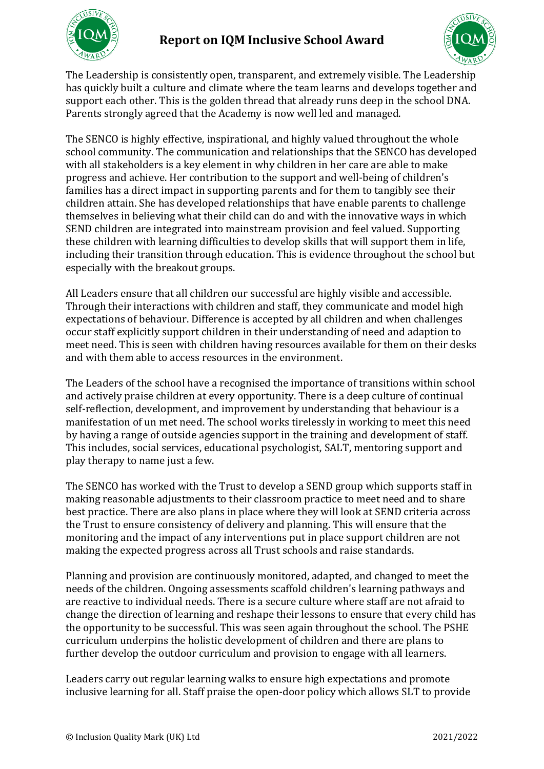The Leadership is consistently open, transparent, and extremely visible. The Leadership has quickly built a culture and climate where the team learns and develops together and support each other. This is the golden thread that already runs deep in the school DNA. Parents strongly agreed that the Academy is now well led and managed.

The SENCO is highly effective, inspirational, and highly valued throughout the whole school community. The communication and relationships that the SENCO has developed with all stakeholders is a key element in why children in her care are able to make progress and achieve. Her contribution to the support and well-being of children's families has a direct impact in supporting parents and for them to tangibly see their children attain. She has developed relationships that have enable parents to challenge themselves in believing what their child can do and with the innovative ways in which SEND children are integrated into mainstream provision and feel valued. Supporting these children with learning difficulties to develop skills that will support them in life, including their transition through education. This is evidence throughout the school but especially with the breakout groups.

All Leaders ensure that all children our successful are highly visible and accessible. Through their interactions with children and staff, they communicate and model high expectations of behaviour. Difference is accepted by all children and when challenges occur staff explicitly support children in their understanding of need and adaption to meet need. This is seen with children having resources available for them on their desks and with them able to access resources in the environment.

The Leaders of the school have a recognised the importance of transitions within school and actively praise children at every opportunity. There is a deep culture of continual self-reflection, development, and improvement by understanding that behaviour is a manifestation of un met need. The school works tirelessly in working to meet this need by having a range of outside agencies support in the training and development of staff. This includes, social services, educational psychologist, SALT, mentoring support and play therapy to name just a few.

The SENCO has worked with the Trust to develop a SEND group which supports staff in making reasonable adjustments to their classroom practice to meet need and to share best practice. There are also plans in place where they will look at SEND criteria across the Trust to ensure consistency of delivery and planning. This will ensure that the monitoring and the impact of any interventions put in place support children are not making the expected progress across all Trust schools and raise standards.

Planning and provision are continuously monitored, adapted, and changed to meet the needs of the children. Ongoing assessments scaffold children's learning pathways and are reactive to individual needs. There is a secure culture where staff are not afraid to change the direction of learning and reshape their lessons to ensure that every child has the opportunity to be successful. This was seen again throughout the school. The PSHE curriculum underpins the holistic development of children and there are plans to further develop the outdoor curriculum and provision to engage with all learners.

Leaders carry out regular learning walks to ensure high expectations and promote inclusive learning for all. Staff praise the open-door policy which allows SLT to provide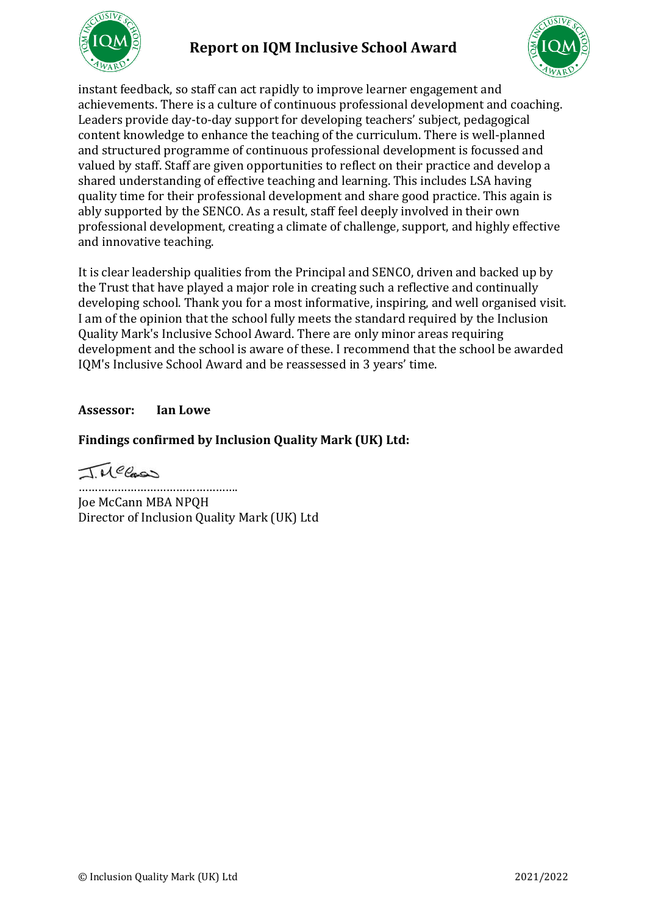instant feedback, so staff can act rapidly to improve learner engagement and achievements. There is a culture of continuous professional development and coaching. Leaders provide day-to-day support for developing teachers' subject, pedagogical content knowledge to enhance the teaching of the curriculum. There is well-planned and structured programme of continuous professional development is focussed and valued by staff. Staff are given opportunities to reflect on their practice and develop a shared understanding of effective teaching and learning. This includes LSA having quality time for their professional development and share good practice. This again is ably supported by the SENCO. As a result, staff feel deeply involved in their own professional development, creating a climate of challenge, support, and highly effective and innovative teaching.

It is clear leadership qualities from the Principal and SENCO, driven and backed up by the Trust that have played a major role in creating such a reflective and continually developing school. Thank you for a most informative, inspiring, and well organised visit. I am of the opinion that the school fully meets the standard required by the Inclusion Quality Mark's Inclusive School Award. There are only minor areas requiring development and the school is aware of these. I recommend that the school be awarded IQM's Inclusive School Award and be reassessed in 3 years' time.

**Assessor: Ian Lowe**

**Findings confirmed by Inclusion Quality Mark (UK) Ltd:**

J. McCann

…………………………………………..

Joe McCann MBA NPQH
Director of Inclusion Quality Mark (UK) Ltd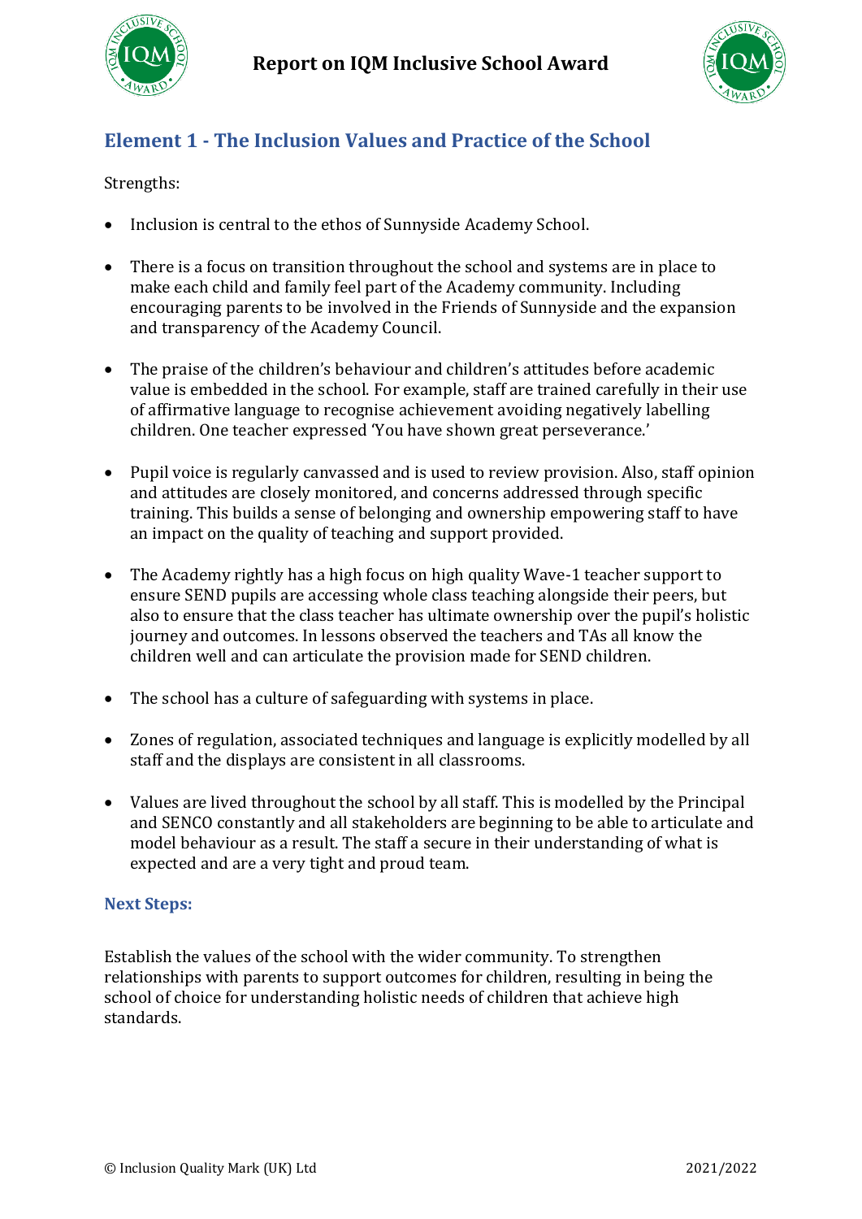## Element 1 - The Inclusion Values and Practice of the School

Strengths:

- Inclusion is central to the ethos of Sunnyside Academy School.
- There is a focus on transition throughout the school and systems are in place to make each child and family feel part of the Academy community. Including encouraging parents to be involved in the Friends of Sunnyside and the expansion and transparency of the Academy Council.
- The praise of the children's behaviour and children's attitudes before academic value is embedded in the school. For example, staff are trained carefully in their use of affirmative language to recognise achievement avoiding negatively labelling children. One teacher expressed 'You have shown great perseverance.'
- Pupil voice is regularly canvassed and is used to review provision. Also, staff opinion and attitudes are closely monitored, and concerns addressed through specific training. This builds a sense of belonging and ownership empowering staff to have an impact on the quality of teaching and support provided.
- The Academy rightly has a high focus on high quality Wave-1 teacher support to ensure SEND pupils are accessing whole class teaching alongside their peers, but also to ensure that the class teacher has ultimate ownership over the pupil's holistic journey and outcomes. In lessons observed the teachers and TAs all know the children well and can articulate the provision made for SEND children.
- The school has a culture of safeguarding with systems in place.
- Zones of regulation, associated techniques and language is explicitly modelled by all staff and the displays are consistent in all classrooms.
- Values are lived throughout the school by all staff. This is modelled by the Principal and SENCO constantly and all stakeholders are beginning to be able to articulate and model behaviour as a result. The staff a secure in their understanding of what is expected and are a very tight and proud team.

### Next Steps:

Establish the values of the school with the wider community. To strengthen relationships with parents to support outcomes for children, resulting in being the school of choice for understanding holistic needs of children that achieve high standards.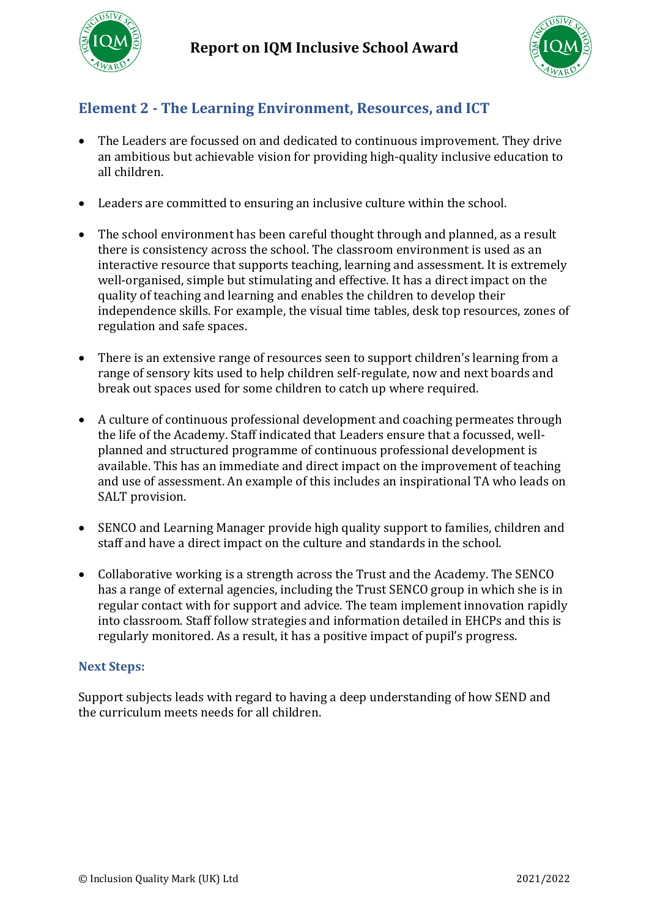## Element 2 - The Learning Environment, Resources, and ICT

- The Leaders are focussed on and dedicated to continuous improvement. They drive an ambitious but achievable vision for providing high-quality inclusive education to all children.

- Leaders are committed to ensuring an inclusive culture within the school.

- The school environment has been careful thought through and planned, as a result there is consistency across the school. The classroom environment is used as an interactive resource that supports teaching, learning and assessment. It is extremely well-organised, simple but stimulating and effective. It has a direct impact on the quality of teaching and learning and enables the children to develop their independence skills. For example, the visual time tables, desk top resources, zones of regulation and safe spaces.

- There is an extensive range of resources seen to support children's learning from a range of sensory kits used to help children self-regulate, now and next boards and break out spaces used for some children to catch up where required.

- A culture of continuous professional development and coaching permeates through the life of the Academy. Staff indicated that Leaders ensure that a focussed, well-planned and structured programme of continuous professional development is available. This has an immediate and direct impact on the improvement of teaching and use of assessment. An example of this includes an inspirational TA who leads on SALT provision.

- SENCO and Learning Manager provide high quality support to families, children and staff and have a direct impact on the culture and standards in the school.

- Collaborative working is a strength across the Trust and the Academy. The SENCO has a range of external agencies, including the Trust SENCO group in which she is in regular contact with for support and advice. The team implement innovation rapidly into classroom. Staff follow strategies and information detailed in EHCPs and this is regularly monitored. As a result, it has a positive impact of pupil's progress.

### Next Steps:

Support subjects leads with regard to having a deep understanding of how SEND and the curriculum meets needs for all children.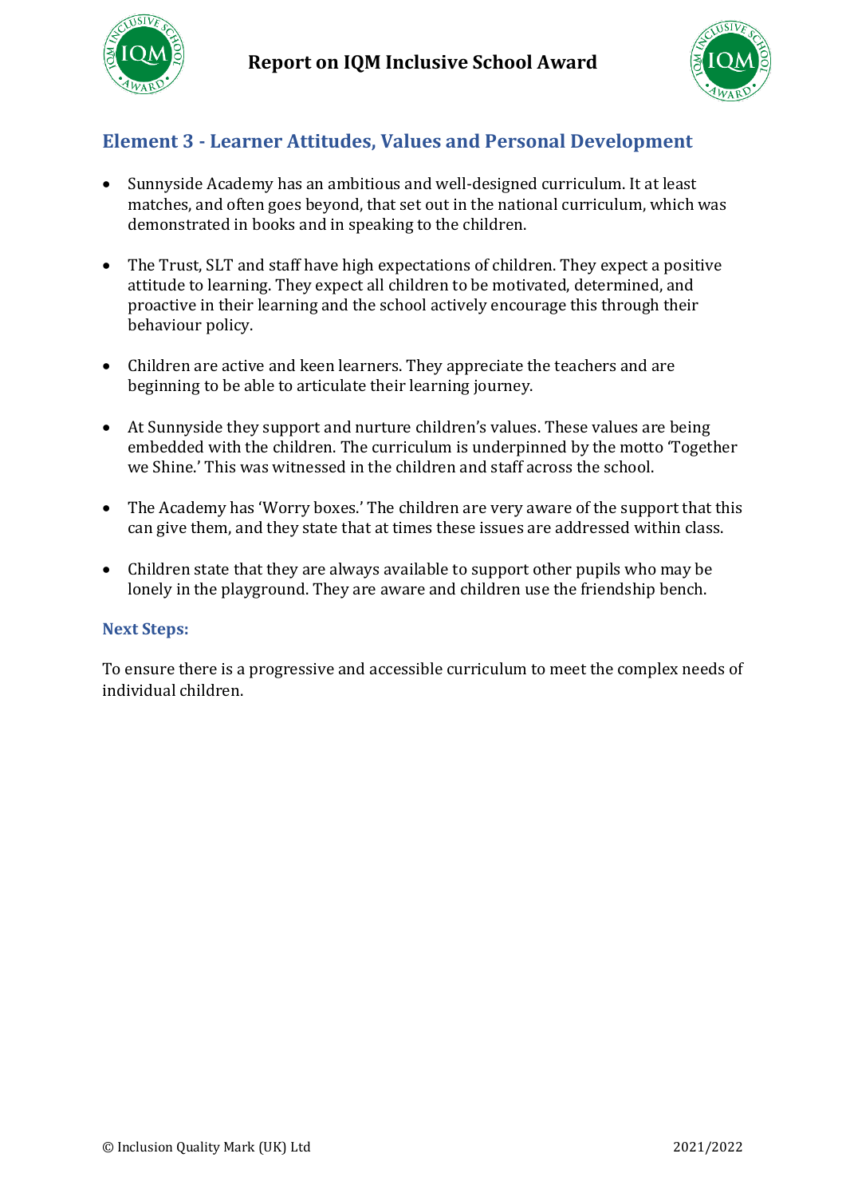## Element 3 - Learner Attitudes, Values and Personal Development

- Sunnyside Academy has an ambitious and well-designed curriculum. It at least matches, and often goes beyond, that set out in the national curriculum, which was demonstrated in books and in speaking to the children.
- The Trust, SLT and staff have high expectations of children. They expect a positive attitude to learning. They expect all children to be motivated, determined, and proactive in their learning and the school actively encourage this through their behaviour policy.
- Children are active and keen learners. They appreciate the teachers and are beginning to be able to articulate their learning journey.
- At Sunnyside they support and nurture children's values. These values are being embedded with the children. The curriculum is underpinned by the motto 'Together we Shine.' This was witnessed in the children and staff across the school.
- The Academy has 'Worry boxes.' The children are very aware of the support that this can give them, and they state that at times these issues are addressed within class.
- Children state that they are always available to support other pupils who may be lonely in the playground. They are aware and children use the friendship bench.

### Next Steps:

To ensure there is a progressive and accessible curriculum to meet the complex needs of individual children.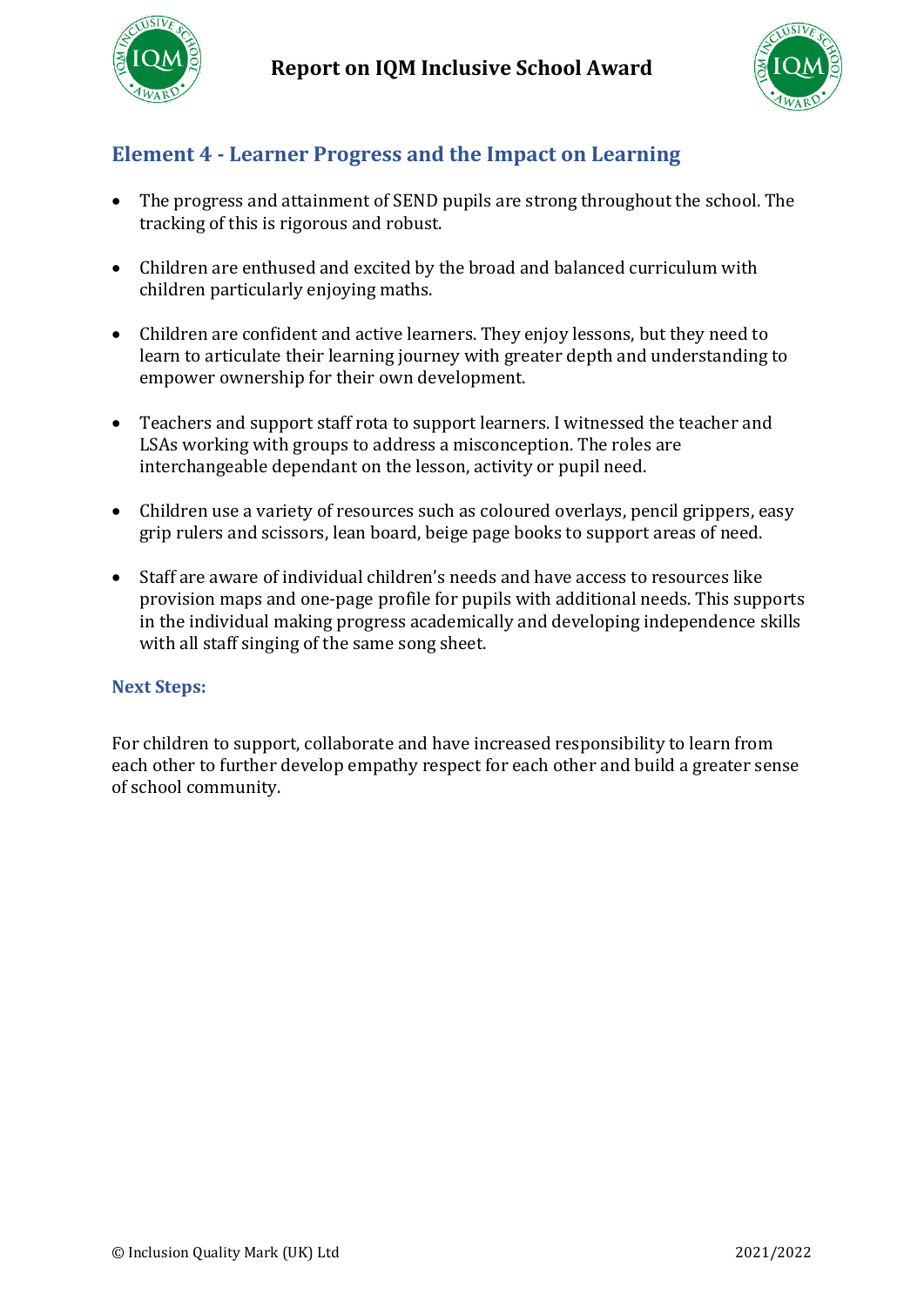## Element 4 - Learner Progress and the Impact on Learning

- The progress and attainment of SEND pupils are strong throughout the school. The tracking of this is rigorous and robust.
- Children are enthused and excited by the broad and balanced curriculum with children particularly enjoying maths.
- Children are confident and active learners. They enjoy lessons, but they need to learn to articulate their learning journey with greater depth and understanding to empower ownership for their own development.
- Teachers and support staff rota to support learners. I witnessed the teacher and LSAs working with groups to address a misconception. The roles are interchangeable dependant on the lesson, activity or pupil need.
- Children use a variety of resources such as coloured overlays, pencil grippers, easy grip rulers and scissors, lean board, beige page books to support areas of need.
- Staff are aware of individual children's needs and have access to resources like provision maps and one-page profile for pupils with additional needs. This supports in the individual making progress academically and developing independence skills with all staff singing of the same song sheet.

### Next Steps:

For children to support, collaborate and have increased responsibility to learn from each other to further develop empathy respect for each other and build a greater sense of school community.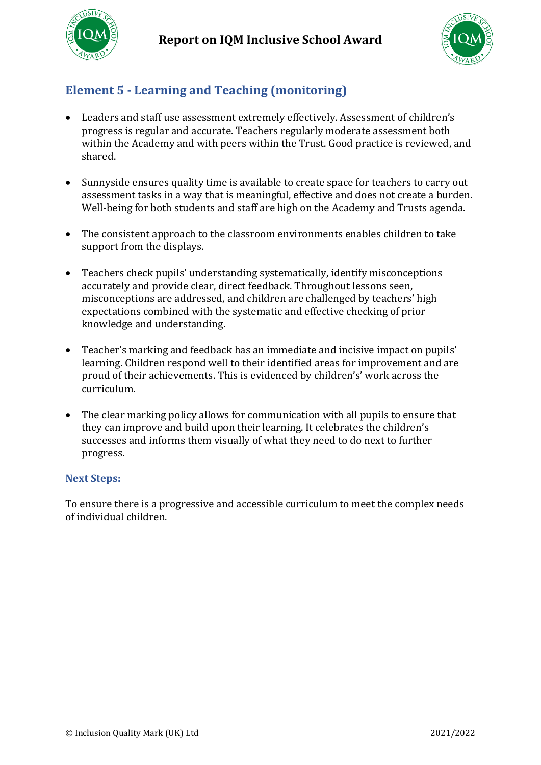## Element 5 - Learning and Teaching (monitoring)

- Leaders and staff use assessment extremely effectively. Assessment of children's progress is regular and accurate. Teachers regularly moderate assessment both within the Academy and with peers within the Trust. Good practice is reviewed, and shared.

- Sunnyside ensures quality time is available to create space for teachers to carry out assessment tasks in a way that is meaningful, effective and does not create a burden. Well-being for both students and staff are high on the Academy and Trusts agenda.

- The consistent approach to the classroom environments enables children to take support from the displays.

- Teachers check pupils' understanding systematically, identify misconceptions accurately and provide clear, direct feedback. Throughout lessons seen, misconceptions are addressed, and children are challenged by teachers' high expectations combined with the systematic and effective checking of prior knowledge and understanding.

- Teacher's marking and feedback has an immediate and incisive impact on pupils' learning. Children respond well to their identified areas for improvement and are proud of their achievements. This is evidenced by children's' work across the curriculum.

- The clear marking policy allows for communication with all pupils to ensure that they can improve and build upon their learning. It celebrates the children's successes and informs them visually of what they need to do next to further progress.

### Next Steps:

To ensure there is a progressive and accessible curriculum to meet the complex needs of individual children.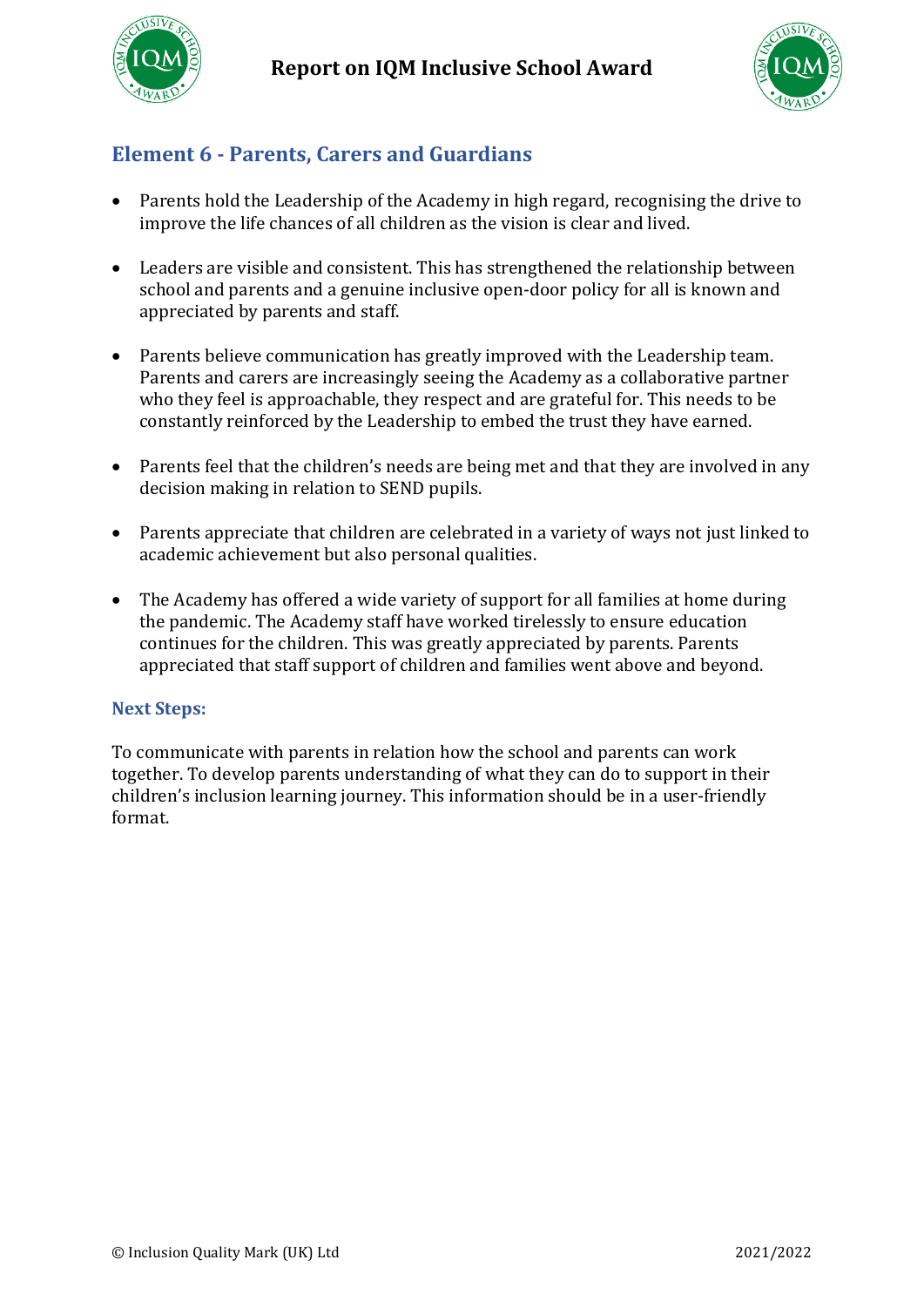## Element 6 - Parents, Carers and Guardians

- Parents hold the Leadership of the Academy in high regard, recognising the drive to improve the life chances of all children as the vision is clear and lived.
- Leaders are visible and consistent. This has strengthened the relationship between school and parents and a genuine inclusive open-door policy for all is known and appreciated by parents and staff.
- Parents believe communication has greatly improved with the Leadership team. Parents and carers are increasingly seeing the Academy as a collaborative partner who they feel is approachable, they respect and are grateful for. This needs to be constantly reinforced by the Leadership to embed the trust they have earned.
- Parents feel that the children's needs are being met and that they are involved in any decision making in relation to SEND pupils.
- Parents appreciate that children are celebrated in a variety of ways not just linked to academic achievement but also personal qualities.
- The Academy has offered a wide variety of support for all families at home during the pandemic. The Academy staff have worked tirelessly to ensure education continues for the children. This was greatly appreciated by parents. Parents appreciated that staff support of children and families went above and beyond.

### Next Steps:

To communicate with parents in relation how the school and parents can work together. To develop parents understanding of what they can do to support in their children's inclusion learning journey. This information should be in a user-friendly format.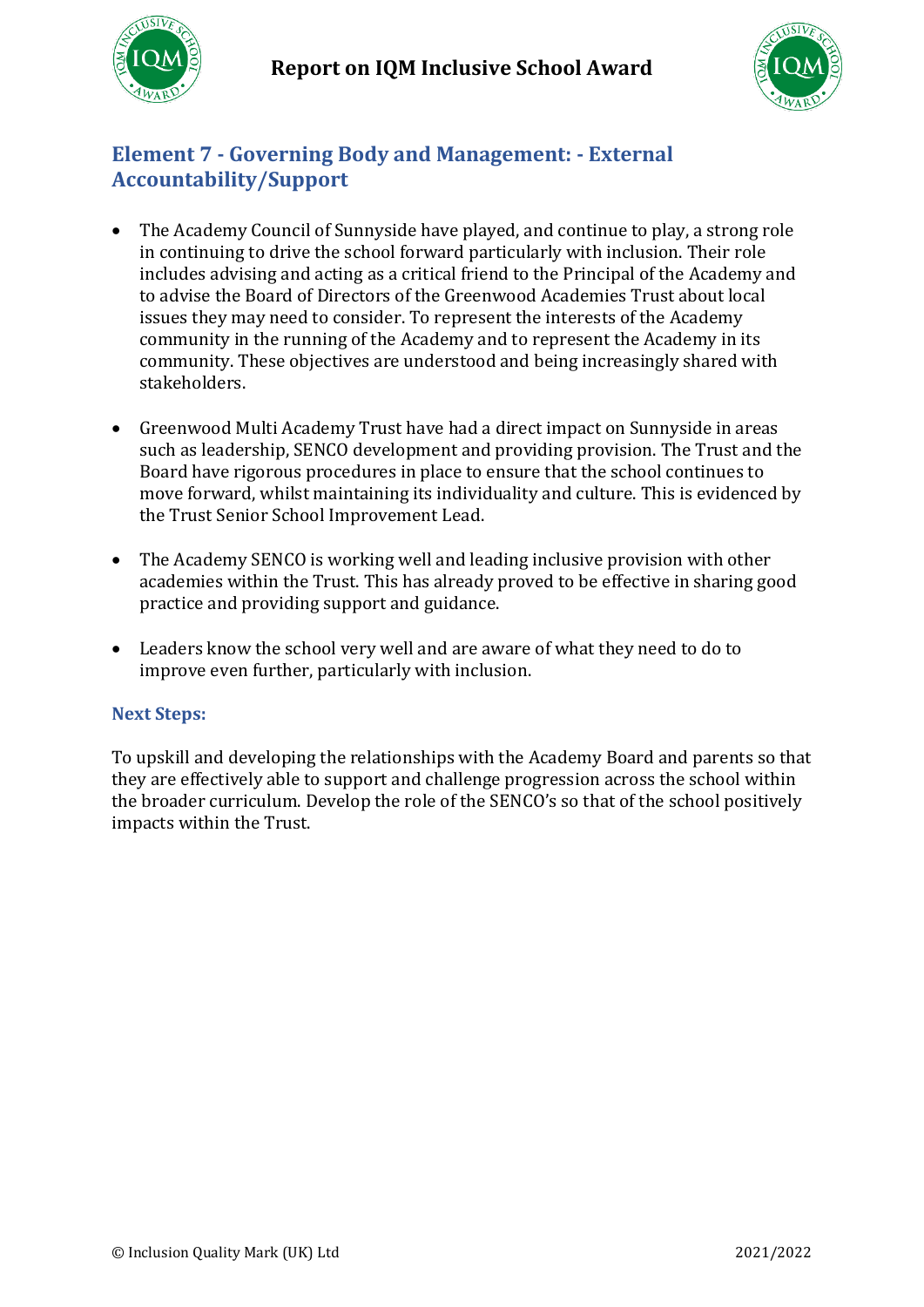## Element 7 - Governing Body and Management: - External Accountability/Support

- The Academy Council of Sunnyside have played, and continue to play, a strong role in continuing to drive the school forward particularly with inclusion. Their role includes advising and acting as a critical friend to the Principal of the Academy and to advise the Board of Directors of the Greenwood Academies Trust about local issues they may need to consider. To represent the interests of the Academy community in the running of the Academy and to represent the Academy in its community. These objectives are understood and being increasingly shared with stakeholders.

- Greenwood Multi Academy Trust have had a direct impact on Sunnyside in areas such as leadership, SENCO development and providing provision. The Trust and the Board have rigorous procedures in place to ensure that the school continues to move forward, whilst maintaining its individuality and culture. This is evidenced by the Trust Senior School Improvement Lead.

- The Academy SENCO is working well and leading inclusive provision with other academies within the Trust. This has already proved to be effective in sharing good practice and providing support and guidance.

- Leaders know the school very well and are aware of what they need to do to improve even further, particularly with inclusion.

### Next Steps:

To upskill and developing the relationships with the Academy Board and parents so that they are effectively able to support and challenge progression across the school within the broader curriculum. Develop the role of the SENCO's so that of the school positively impacts within the Trust.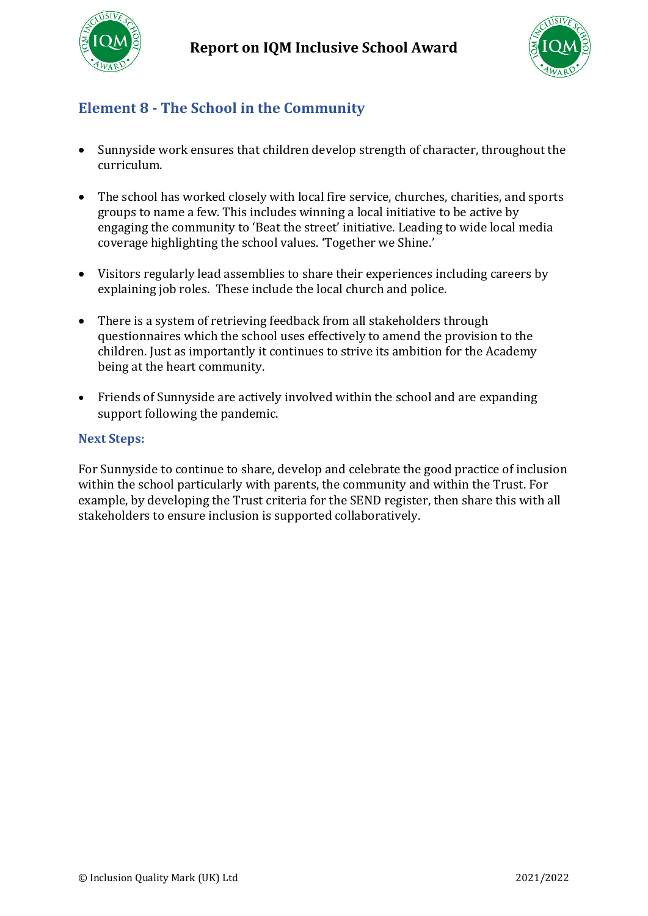## Element 8 - The School in the Community

- Sunnyside work ensures that children develop strength of character, throughout the curriculum.
- The school has worked closely with local fire service, churches, charities, and sports groups to name a few. This includes winning a local initiative to be active by engaging the community to 'Beat the street' initiative. Leading to wide local media coverage highlighting the school values. 'Together we Shine.'
- Visitors regularly lead assemblies to share their experiences including careers by explaining job roles. These include the local church and police.
- There is a system of retrieving feedback from all stakeholders through questionnaires which the school uses effectively to amend the provision to the children. Just as importantly it continues to strive its ambition for the Academy being at the heart community.
- Friends of Sunnyside are actively involved within the school and are expanding support following the pandemic.

### Next Steps:

For Sunnyside to continue to share, develop and celebrate the good practice of inclusion within the school particularly with parents, the community and within the Trust. For example, by developing the Trust criteria for the SEND register, then share this with all stakeholders to ensure inclusion is supported collaboratively.